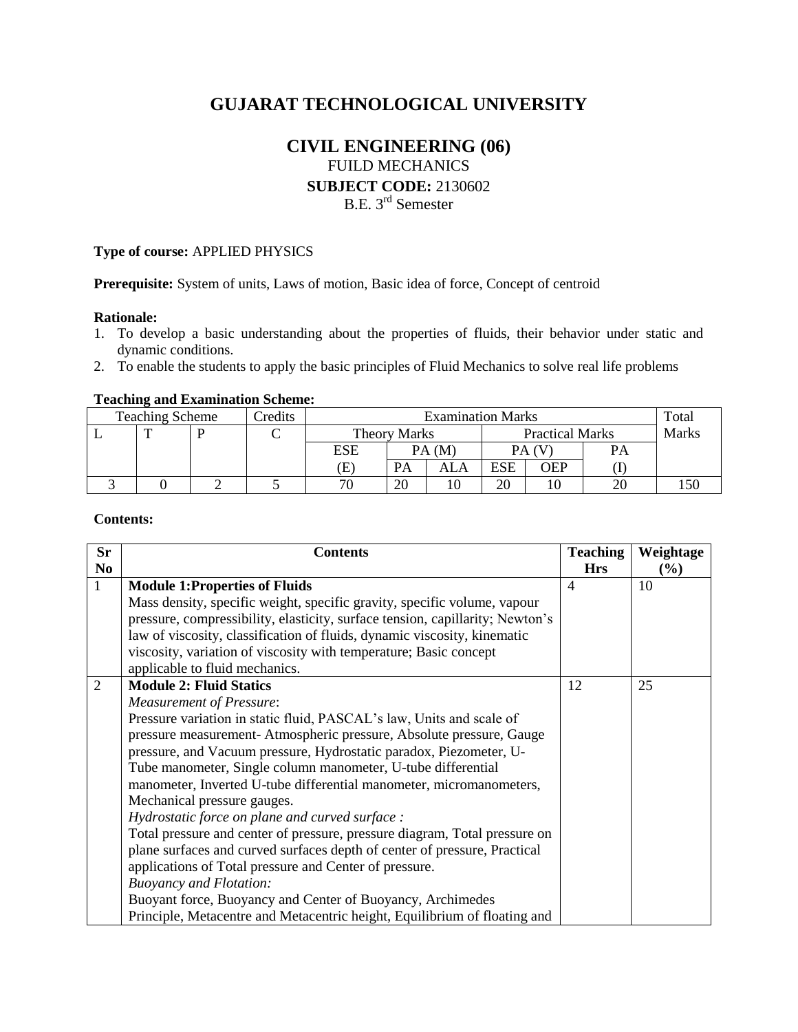# GUJARAT TECHNOLOGICAL UNIVERSITY

## CIVIL ENGINEERING (06)

FUILD MECHANICS

**SUBJECT CODE:** 2130602

B.E. 3rd Semester

**Type of course:** APPLIED PHYSICS

**Prerequisite:** System of units, Laws of motion, Basic idea of force, Concept of centroid

**Rationale:**

1. To develop a basic understanding about the properties of fluids, their behavior under static and dynamic conditions.
2. To enable the students to apply the basic principles of Fluid Mechanics to solve real life problems

**Teaching and Examination Scheme:**

| Teaching Scheme | | | Credits | Examination Marks | | | | | | Total Marks |
|---|---|---|---|---|---|---|---|---|---|---|
| L | T | P | C | Theory Marks | | | Practical Marks | | | |
| | | | | ESE | PA (M) | | PA (V) | | PA | |
| | | | | (E) | PA | ALA | ESE | OEP | (I) | |
| 3 | 0 | 2 | 5 | 70 | 20 | 10 | 20 | 10 | 20 | 150 |

**Contents:**

| Sr No | Contents | Teaching Hrs | Weightage (%) |
|---|---|---|---|
| 1 | **Module 1:Properties of Fluids**<br>Mass density, specific weight, specific gravity, specific volume, vapour pressure, compressibility, elasticity, surface tension, capillarity; Newton's law of viscosity, classification of fluids, dynamic viscosity, kinematic viscosity, variation of viscosity with temperature; Basic concept applicable to fluid mechanics. | 4 | 10 |
| 2 | **Module 2: Fluid Statics**<br>*Measurement of Pressure*:<br>Pressure variation in static fluid, PASCAL's law, Units and scale of pressure measurement- Atmospheric pressure, Absolute pressure, Gauge pressure, and Vacuum pressure, Hydrostatic paradox, Piezometer, U-Tube manometer, Single column manometer, U-tube differential manometer, Inverted U-tube differential manometer, micromanometers, Mechanical pressure gauges.<br>*Hydrostatic force on plane and curved surface :*<br>Total pressure and center of pressure, pressure diagram, Total pressure on plane surfaces and curved surfaces depth of center of pressure, Practical applications of Total pressure and Center of pressure.<br>*Buoyancy and Flotation:*<br>Buoyant force, Buoyancy and Center of Buoyancy, Archimedes Principle, Metacentre and Metacentric height, Equilibrium of floating and | 12 | 25 |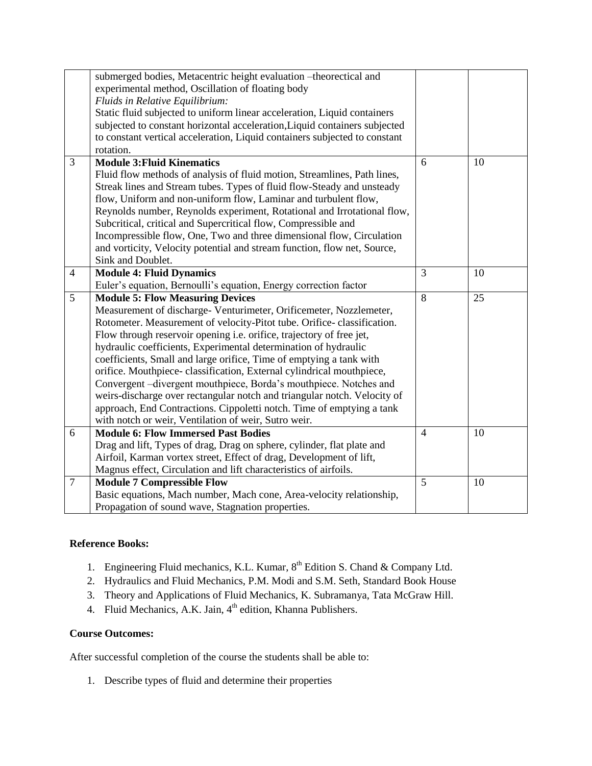|   |   |   |   |
|---|---|---|---|
|   | submerged bodies, Metacentric height evaluation –theorectical and experimental method, Oscillation of floating body<br>*Fluids in Relative Equilibrium:*<br>Static fluid subjected to uniform linear acceleration, Liquid containers subjected to constant horizontal acceleration,Liquid containers subjected to constant vertical acceleration, Liquid containers subjected to constant rotation. |   |   |
| 3 | **Module 3:Fluid Kinematics**<br>Fluid flow methods of analysis of fluid motion, Streamlines, Path lines, Streak lines and Stream tubes. Types of fluid flow-Steady and unsteady flow, Uniform and non-uniform flow, Laminar and turbulent flow, Reynolds number, Reynolds experiment, Rotational and Irrotational flow, Subcritical, critical and Supercritical flow, Compressible and Incompressible flow, One, Two and three dimensional flow, Circulation and vorticity, Velocity potential and stream function, flow net, Source, Sink and Doublet. | 6 | 10 |
| 4 | **Module 4: Fluid Dynamics**<br>Euler's equation, Bernoulli's equation, Energy correction factor | 3 | 10 |
| 5 | **Module 5: Flow Measuring Devices**<br>Measurement of discharge- Venturimeter, Orificemeter, Nozzlemeter, Rotometer. Measurement of velocity-Pitot tube. Orifice- classification. Flow through reservoir opening i.e. orifice, trajectory of free jet, hydraulic coefficients, Experimental determination of hydraulic coefficients, Small and large orifice, Time of emptying a tank with orifice. Mouthpiece- classification, External cylindrical mouthpiece, Convergent –divergent mouthpiece, Borda's mouthpiece. Notches and weirs-discharge over rectangular notch and triangular notch. Velocity of approach, End Contractions. Cippoletti notch. Time of emptying a tank with notch or weir, Ventilation of weir, Sutro weir. | 8 | 25 |
| 6 | **Module 6: Flow Immersed Past Bodies**<br>Drag and lift, Types of drag, Drag on sphere, cylinder, flat plate and Airfoil, Karman vortex street, Effect of drag, Development of lift, Magnus effect, Circulation and lift characteristics of airfoils. | 4 | 10 |
| 7 | **Module 7 Compressible Flow**<br>Basic equations, Mach number, Mach cone, Area-velocity relationship, Propagation of sound wave, Stagnation properties. | 5 | 10 |

**Reference Books:**

1. Engineering Fluid mechanics, K.L. Kumar, 8th Edition S. Chand & Company Ltd.
2. Hydraulics and Fluid Mechanics, P.M. Modi and S.M. Seth, Standard Book House
3. Theory and Applications of Fluid Mechanics, K. Subramanya, Tata McGraw Hill.
4. Fluid Mechanics, A.K. Jain, 4th edition, Khanna Publishers.

**Course Outcomes:**

After successful completion of the course the students shall be able to:

1. Describe types of fluid and determine their properties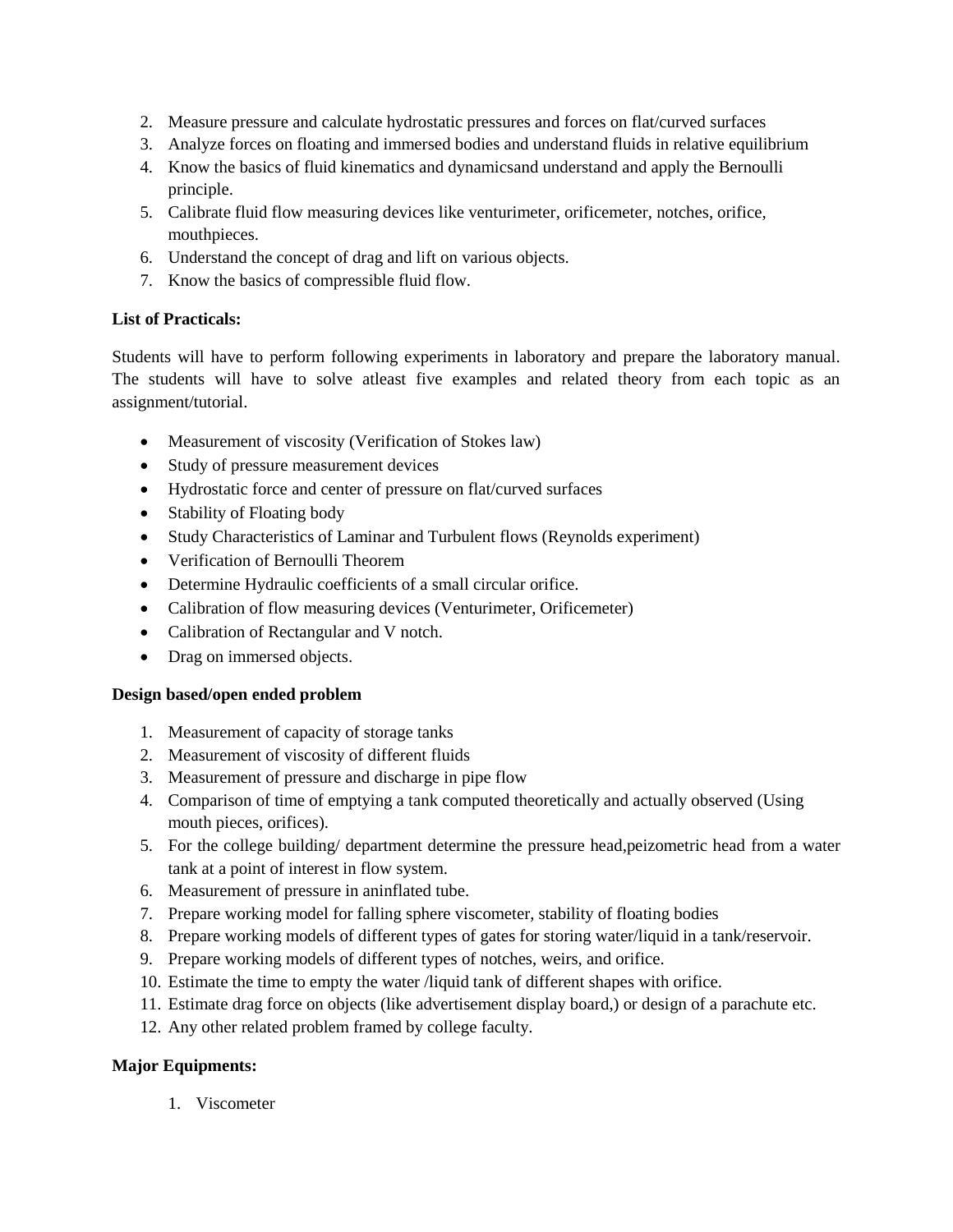2. Measure pressure and calculate hydrostatic pressures and forces on flat/curved surfaces
3. Analyze forces on floating and immersed bodies and understand fluids in relative equilibrium
4. Know the basics of fluid kinematics and dynamicsand understand and apply the Bernoulli principle.
5. Calibrate fluid flow measuring devices like venturimeter, orificemeter, notches, orifice, mouthpieces.
6. Understand the concept of drag and lift on various objects.
7. Know the basics of compressible fluid flow.

**List of Practicals:**

Students will have to perform following experiments in laboratory and prepare the laboratory manual. The students will have to solve atleast five examples and related theory from each topic as an assignment/tutorial.

- Measurement of viscosity (Verification of Stokes law)
- Study of pressure measurement devices
- Hydrostatic force and center of pressure on flat/curved surfaces
- Stability of Floating body
- Study Characteristics of Laminar and Turbulent flows (Reynolds experiment)
- Verification of Bernoulli Theorem
- Determine Hydraulic coefficients of a small circular orifice.
- Calibration of flow measuring devices (Venturimeter, Orificemeter)
- Calibration of Rectangular and V notch.
- Drag on immersed objects.

**Design based/open ended problem**

1. Measurement of capacity of storage tanks
2. Measurement of viscosity of different fluids
3. Measurement of pressure and discharge in pipe flow
4. Comparison of time of emptying a tank computed theoretically and actually observed (Using mouth pieces, orifices).
5. For the college building/ department determine the pressure head,peizometric head from a water tank at a point of interest in flow system.
6. Measurement of pressure in aninflated tube.
7. Prepare working model for falling sphere viscometer, stability of floating bodies
8. Prepare working models of different types of gates for storing water/liquid in a tank/reservoir.
9. Prepare working models of different types of notches, weirs, and orifice.
10. Estimate the time to empty the water /liquid tank of different shapes with orifice.
11. Estimate drag force on objects (like advertisement display board,) or design of a parachute etc.
12. Any other related problem framed by college faculty.

**Major Equipments:**

1. Viscometer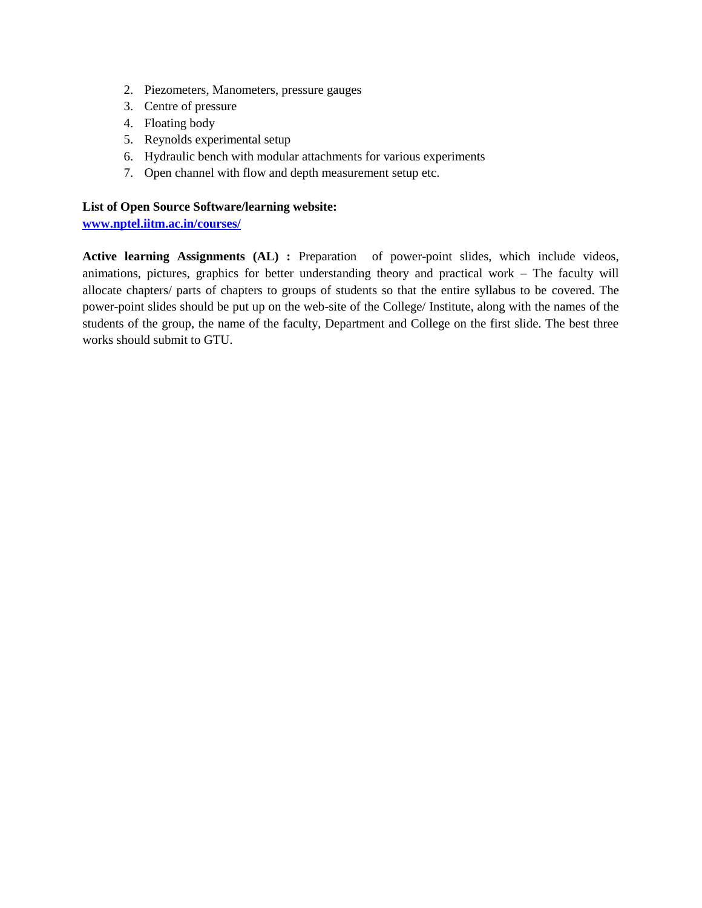2. Piezometers, Manometers, pressure gauges
3. Centre of pressure
4. Floating body
5. Reynolds experimental setup
6. Hydraulic bench with modular attachments for various experiments
7. Open channel with flow and depth measurement setup etc.

**List of Open Source Software/learning website:**

**[www.nptel.iitm.ac.in/courses/](www.nptel.iitm.ac.in/courses/)**

**Active learning Assignments (AL) :** Preparation of power-point slides, which include videos, animations, pictures, graphics for better understanding theory and practical work – The faculty will allocate chapters/ parts of chapters to groups of students so that the entire syllabus to be covered. The power-point slides should be put up on the web-site of the College/ Institute, along with the names of the students of the group, the name of the faculty, Department and College on the first slide. The best three works should submit to GTU.